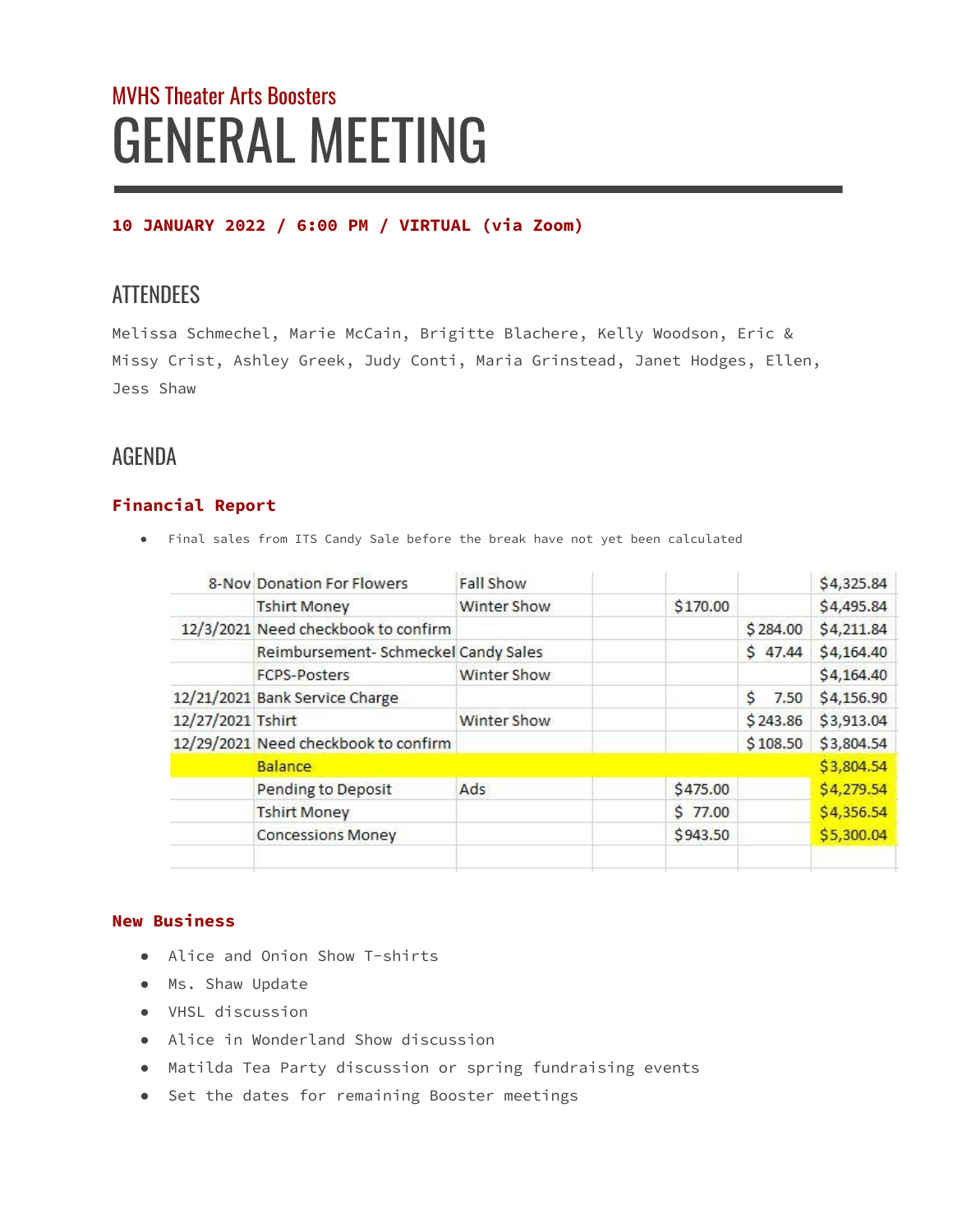MVHS Theater Arts Boosters

# GENERAL MEETING

**10 JANUARY 2022 / 6:00 PM / VIRTUAL (via Zoom)**

## ATTENDEES

Melissa Schmechel, Marie McCain, Brigitte Blachere, Kelly Woodson, Eric & Missy Crist, Ashley Greek, Judy Conti, Maria Grinstead, Janet Hodges, Ellen, Jess Shaw

## AGENDA

### Financial Report

- Final sales from ITS Candy Sale before the break have not yet been calculated

| | | | | | | |
|---|---|---|---|---|---|---|
| 8-Nov | Donation For Flowers | Fall Show | | | | $4,325.84 |
| | Tshirt Money | Winter Show | | $170.00 | | $4,495.84 |
| 12/3/2021 | Need checkbook to confirm | | | | $ 284.00 | $4,211.84 |
| | Reimbursement- Schmeckel | Candy Sales | | | $ 47.44 | $4,164.40 |
| | FCPS-Posters | Winter Show | | | | $4,164.40 |
| 12/21/2021 | Bank Service Charge | | | | $ 7.50 | $4,156.90 |
| 12/27/2021 | Tshirt | Winter Show | | | $ 243.86 | $3,913.04 |
| 12/29/2021 | Need checkbook to confirm | | | | $ 108.50 | $3,804.54 |
| | Balance | | | | | $3,804.54 |
| | Pending to Deposit | Ads | | $475.00 | | $4,279.54 |
| | Tshirt Money | | | $ 77.00 | | $4,356.54 |
| | Concessions Money | | | $943.50 | | $5,300.04 |

### New Business

- Alice and Onion Show T-shirts
- Ms. Shaw Update
- VHSL discussion
- Alice in Wonderland Show discussion
- Matilda Tea Party discussion or spring fundraising events
- Set the dates for remaining Booster meetings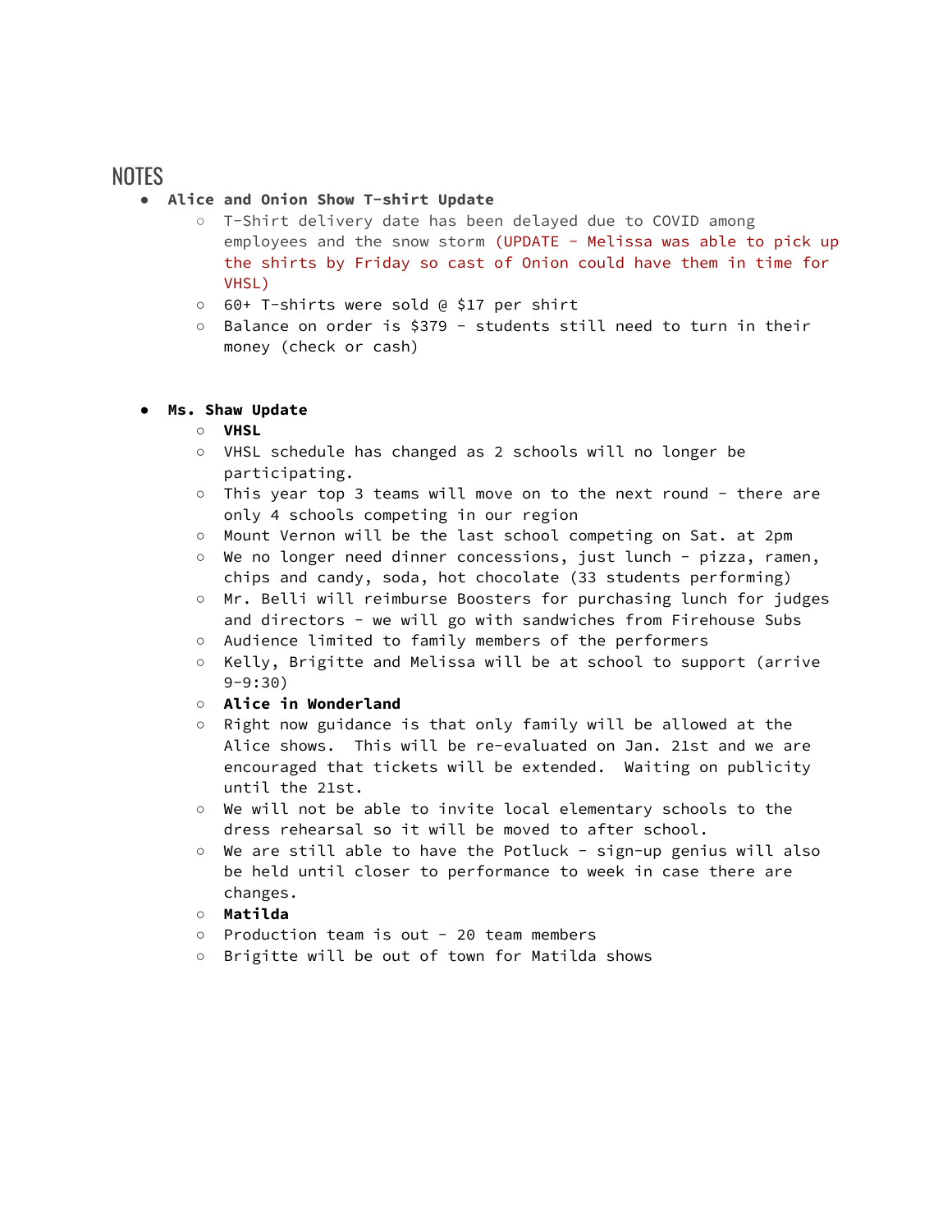# NOTES

- **Alice and Onion Show T-shirt Update**
  - T-Shirt delivery date has been delayed due to COVID among employees and the snow storm (UPDATE - Melissa was able to pick up the shirts by Friday so cast of Onion could have them in time for VHSL)
  - 60+ T-shirts were sold @ $17 per shirt
  - Balance on order is $379 - students still need to turn in their money (check or cash)

- **Ms. Shaw Update**
  - **VHSL**
  - VHSL schedule has changed as 2 schools will no longer be participating.
  - This year top 3 teams will move on to the next round - there are only 4 schools competing in our region
  - Mount Vernon will be the last school competing on Sat. at 2pm
  - We no longer need dinner concessions, just lunch - pizza, ramen, chips and candy, soda, hot chocolate (33 students performing)
  - Mr. Belli will reimburse Boosters for purchasing lunch for judges and directors - we will go with sandwiches from Firehouse Subs
  - Audience limited to family members of the performers
  - Kelly, Brigitte and Melissa will be at school to support (arrive 9-9:30)
  - **Alice in Wonderland**
  - Right now guidance is that only family will be allowed at the Alice shows. This will be re-evaluated on Jan. 21st and we are encouraged that tickets will be extended. Waiting on publicity until the 21st.
  - We will not be able to invite local elementary schools to the dress rehearsal so it will be moved to after school.
  - We are still able to have the Potluck - sign-up genius will also be held until closer to performance to week in case there are changes.
  - **Matilda**
  - Production team is out - 20 team members
  - Brigitte will be out of town for Matilda shows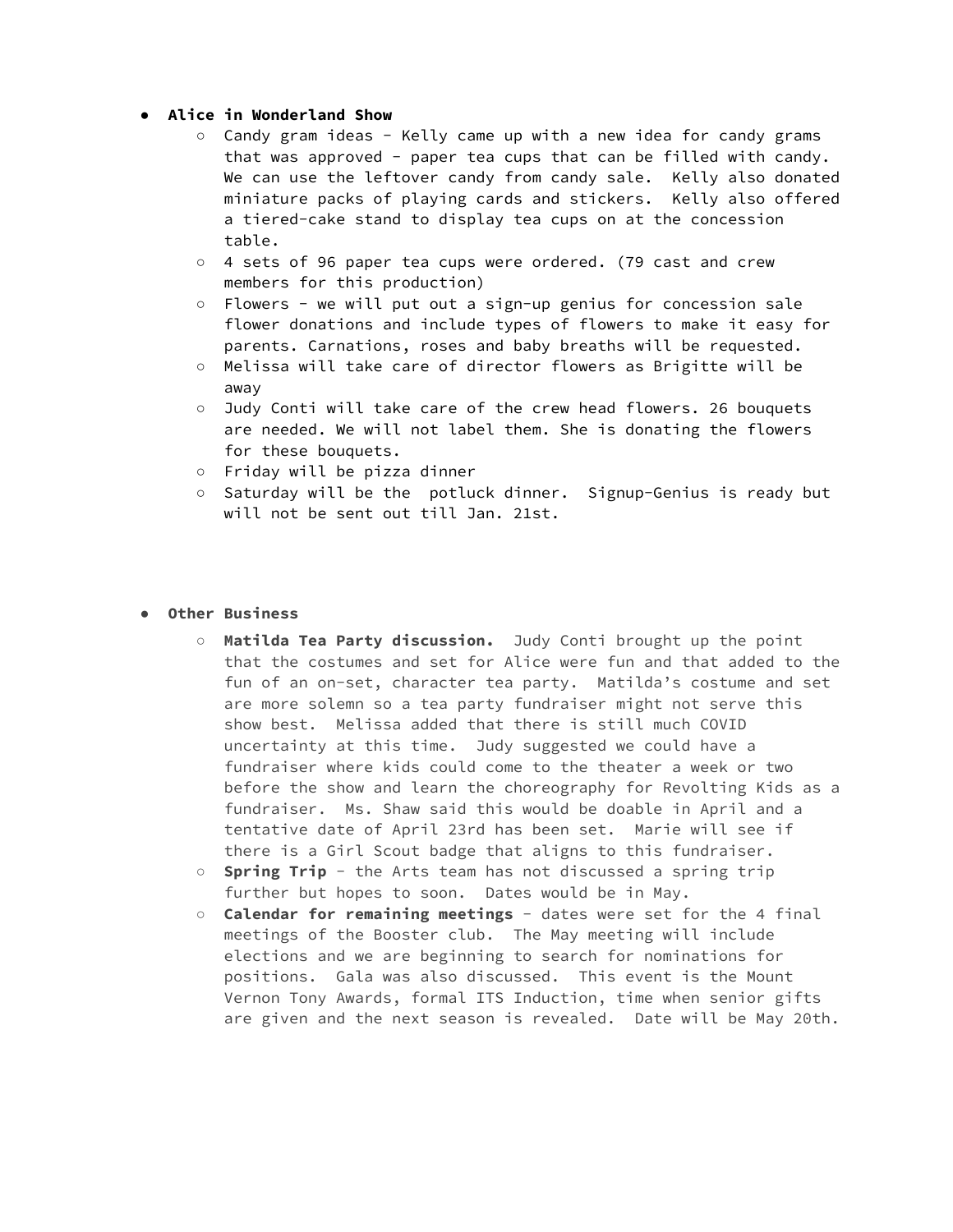- **Alice in Wonderland Show**
  - Candy gram ideas - Kelly came up with a new idea for candy grams that was approved - paper tea cups that can be filled with candy. We can use the leftover candy from candy sale. Kelly also donated miniature packs of playing cards and stickers. Kelly also offered a tiered-cake stand to display tea cups on at the concession table.
  - 4 sets of 96 paper tea cups were ordered. (79 cast and crew members for this production)
  - Flowers - we will put out a sign-up genius for concession sale flower donations and include types of flowers to make it easy for parents. Carnations, roses and baby breaths will be requested.
  - Melissa will take care of director flowers as Brigitte will be away
  - Judy Conti will take care of the crew head flowers. 26 bouquets are needed. We will not label them. She is donating the flowers for these bouquets.
  - Friday will be pizza dinner
  - Saturday will be the potluck dinner. Signup-Genius is ready but will not be sent out till Jan. 21st.

- **Other Business**
  - **Matilda Tea Party discussion.** Judy Conti brought up the point that the costumes and set for Alice were fun and that added to the fun of an on-set, character tea party. Matilda's costume and set are more solemn so a tea party fundraiser might not serve this show best. Melissa added that there is still much COVID uncertainty at this time. Judy suggested we could have a fundraiser where kids could come to the theater a week or two before the show and learn the choreography for Revolting Kids as a fundraiser. Ms. Shaw said this would be doable in April and a tentative date of April 23rd has been set. Marie will see if there is a Girl Scout badge that aligns to this fundraiser.
  - **Spring Trip** - the Arts team has not discussed a spring trip further but hopes to soon. Dates would be in May.
  - **Calendar for remaining meetings** - dates were set for the 4 final meetings of the Booster club. The May meeting will include elections and we are beginning to search for nominations for positions. Gala was also discussed. This event is the Mount Vernon Tony Awards, formal ITS Induction, time when senior gifts are given and the next season is revealed. Date will be May 20th.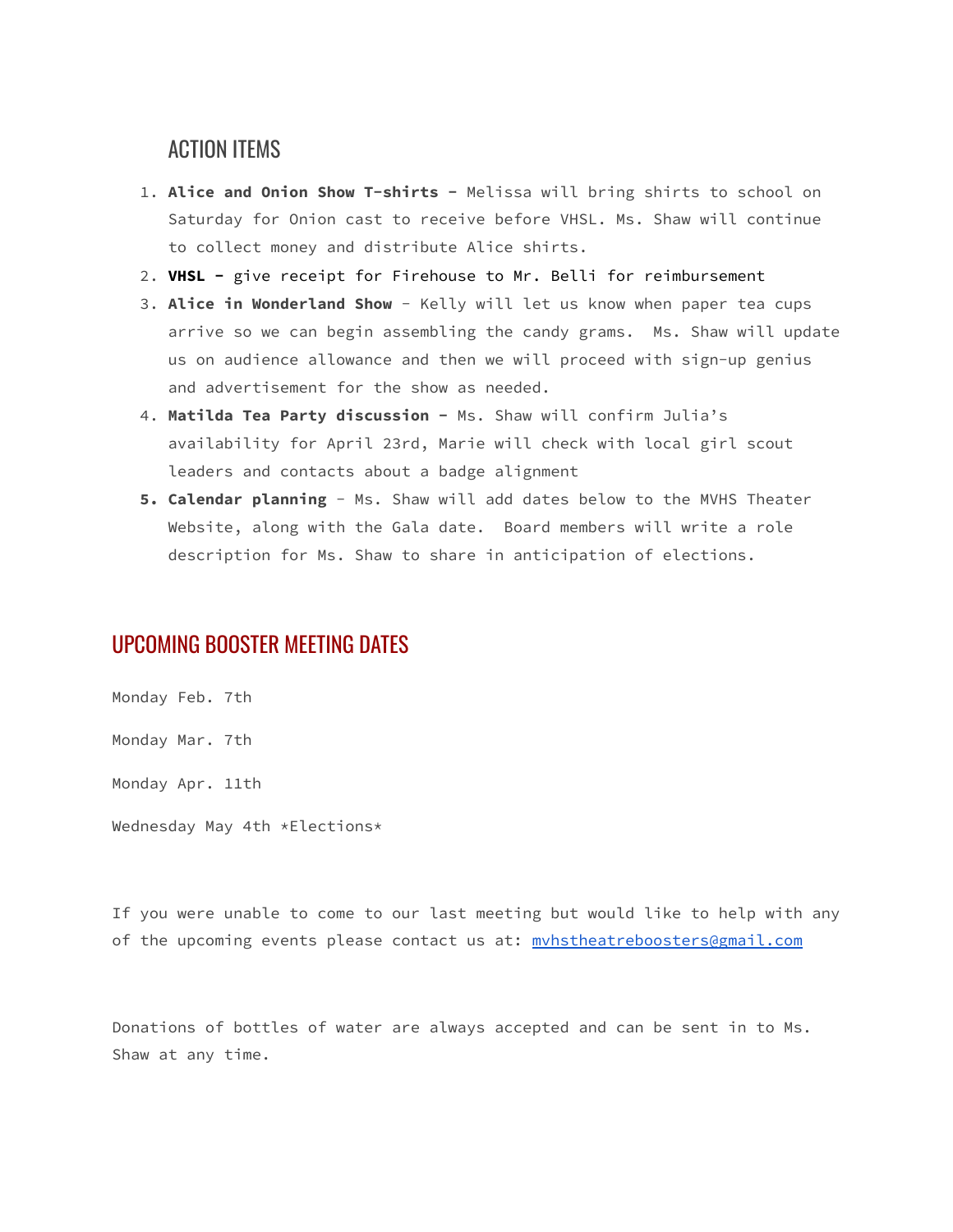## ACTION ITEMS

1. **Alice and Onion Show T-shirts -** Melissa will bring shirts to school on Saturday for Onion cast to receive before VHSL. Ms. Shaw will continue to collect money and distribute Alice shirts.
2. **VHSL -** give receipt for Firehouse to Mr. Belli for reimbursement
3. **Alice in Wonderland Show** - Kelly will let us know when paper tea cups arrive so we can begin assembling the candy grams. Ms. Shaw will update us on audience allowance and then we will proceed with sign-up genius and advertisement for the show as needed.
4. **Matilda Tea Party discussion -** Ms. Shaw will confirm Julia's availability for April 23rd, Marie will check with local girl scout leaders and contacts about a badge alignment
5. **Calendar planning** - Ms. Shaw will add dates below to the MVHS Theater Website, along with the Gala date. Board members will write a role description for Ms. Shaw to share in anticipation of elections.

## UPCOMING BOOSTER MEETING DATES

Monday Feb. 7th

Monday Mar. 7th

Monday Apr. 11th

Wednesday May 4th *Elections*

If you were unable to come to our last meeting but would like to help with any of the upcoming events please contact us at: mvhstheatreboosters@gmail.com

Donations of bottles of water are always accepted and can be sent in to Ms. Shaw at any time.